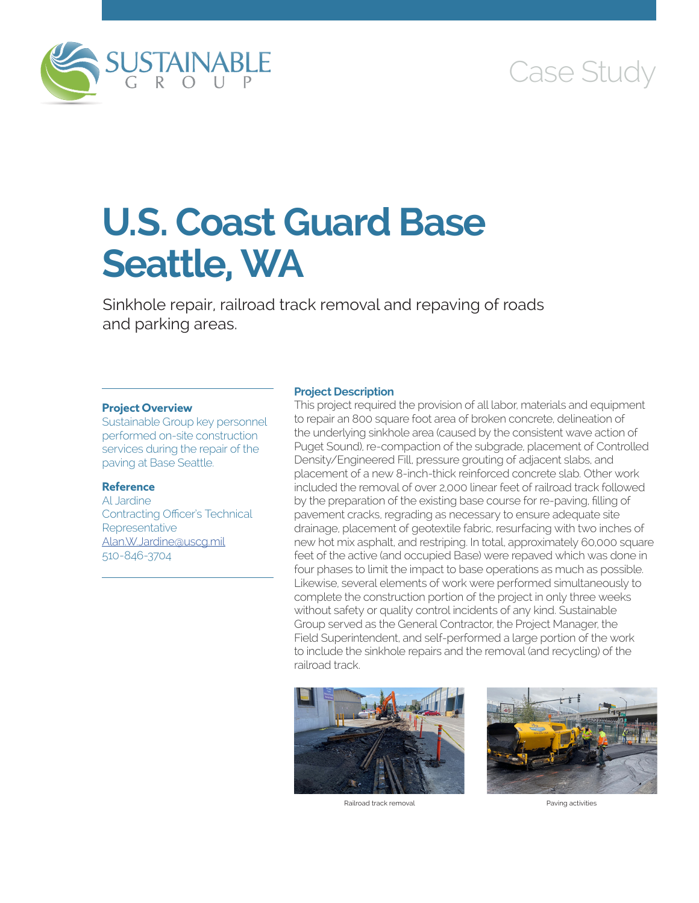Case Study

# U.S. Coast Guard Base Seattle, WA

Sinkhole repair, railroad track removal and repaving of roads and parking areas.

### Project Overview

Sustainable Group key personnel performed on-site construction services during the repair of the paving at Base Seattle.

### Reference

Al Jardine
Contracting Officer's Technical Representative
Alan.W.Jardine@uscg.mil
510-846-3704

### Project Description

This project required the provision of all labor, materials and equipment to repair an 800 square foot area of broken concrete, delineation of the underlying sinkhole area (caused by the consistent wave action of Puget Sound), re-compaction of the subgrade, placement of Controlled Density/Engineered Fill, pressure grouting of adjacent slabs, and placement of a new 8-inch-thick reinforced concrete slab. Other work included the removal of over 2,000 linear feet of railroad track followed by the preparation of the existing base course for re-paving, filling of pavement cracks, regrading as necessary to ensure adequate site drainage, placement of geotextile fabric, resurfacing with two inches of new hot mix asphalt, and restriping. In total, approximately 60,000 square feet of the active (and occupied Base) were repaved which was done in four phases to limit the impact to base operations as much as possible. Likewise, several elements of work were performed simultaneously to complete the construction portion of the project in only three weeks without safety or quality control incidents of any kind. Sustainable Group served as the General Contractor, the Project Manager, the Field Superintendent, and self-performed a large portion of the work to include the sinkhole repairs and the removal (and recycling) of the railroad track.

Railroad track removal

Paving activities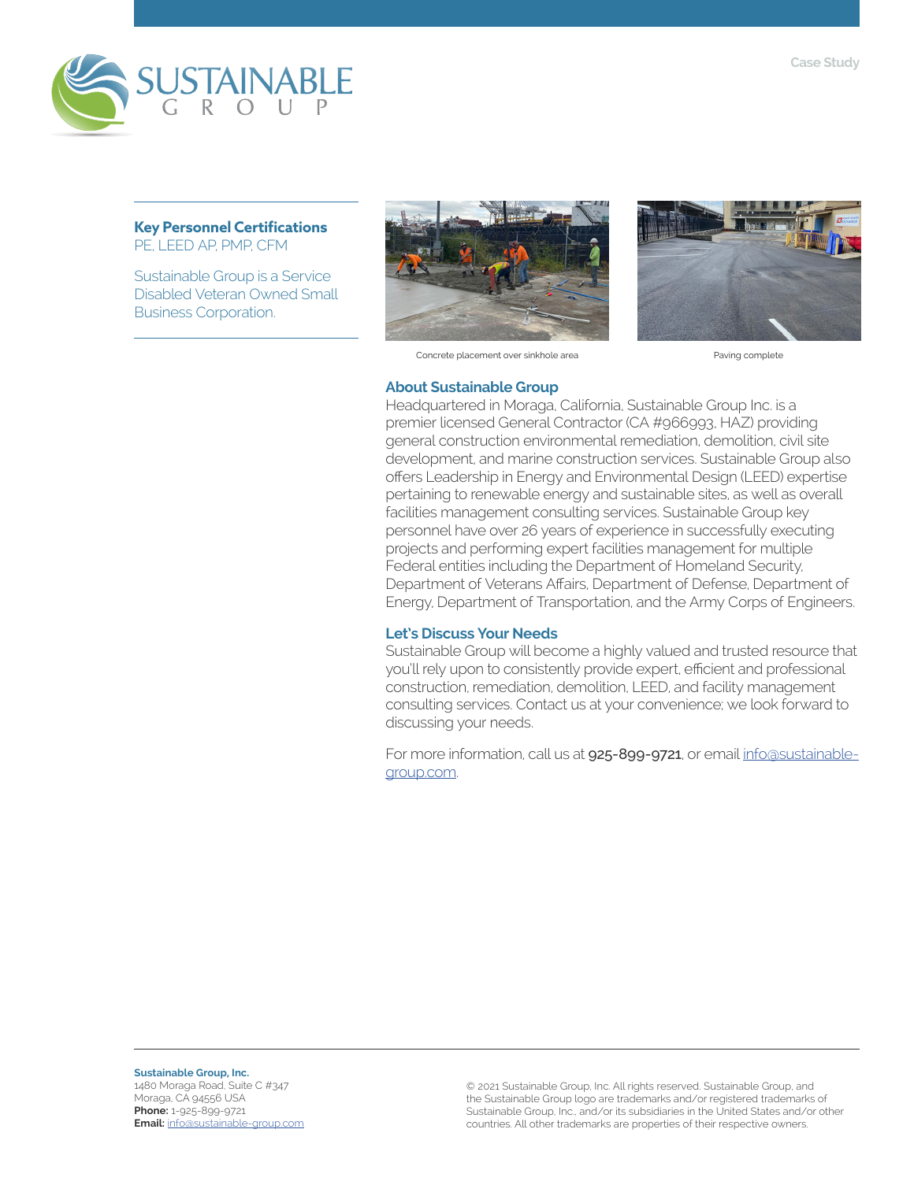### Key Personnel Certifications

PE, LEED AP, PMP, CFM

Sustainable Group is a Service Disabled Veteran Owned Small Business Corporation.

Concrete placement over sinkhole area

Paving complete

### About Sustainable Group

Headquartered in Moraga, California, Sustainable Group Inc. is a premier licensed General Contractor (CA #966993, HAZ) providing general construction environmental remediation, demolition, civil site development, and marine construction services. Sustainable Group also offers Leadership in Energy and Environmental Design (LEED) expertise pertaining to renewable energy and sustainable sites, as well as overall facilities management consulting services. Sustainable Group key personnel have over 26 years of experience in successfully executing projects and performing expert facilities management for multiple Federal entities including the Department of Homeland Security, Department of Veterans Affairs, Department of Defense, Department of Energy, Department of Transportation, and the Army Corps of Engineers.

### Let's Discuss Your Needs

Sustainable Group will become a highly valued and trusted resource that you'll rely upon to consistently provide expert, efficient and professional construction, remediation, demolition, LEED, and facility management consulting services. Contact us at your convenience; we look forward to discussing your needs.

For more information, call us at 925-899-9721, or email info@sustainable-group.com.

**Sustainable Group, Inc.**
1480 Moraga Road, Suite C #347
Moraga, CA 94556 USA
**Phone:** 1-925-899-9721
**Email:** info@sustainable-group.com

© 2021 Sustainable Group, Inc. All rights reserved. Sustainable Group, and the Sustainable Group logo are trademarks and/or registered trademarks of Sustainable Group, Inc., and/or its subsidiaries in the United States and/or other countries. All other trademarks are properties of their respective owners.